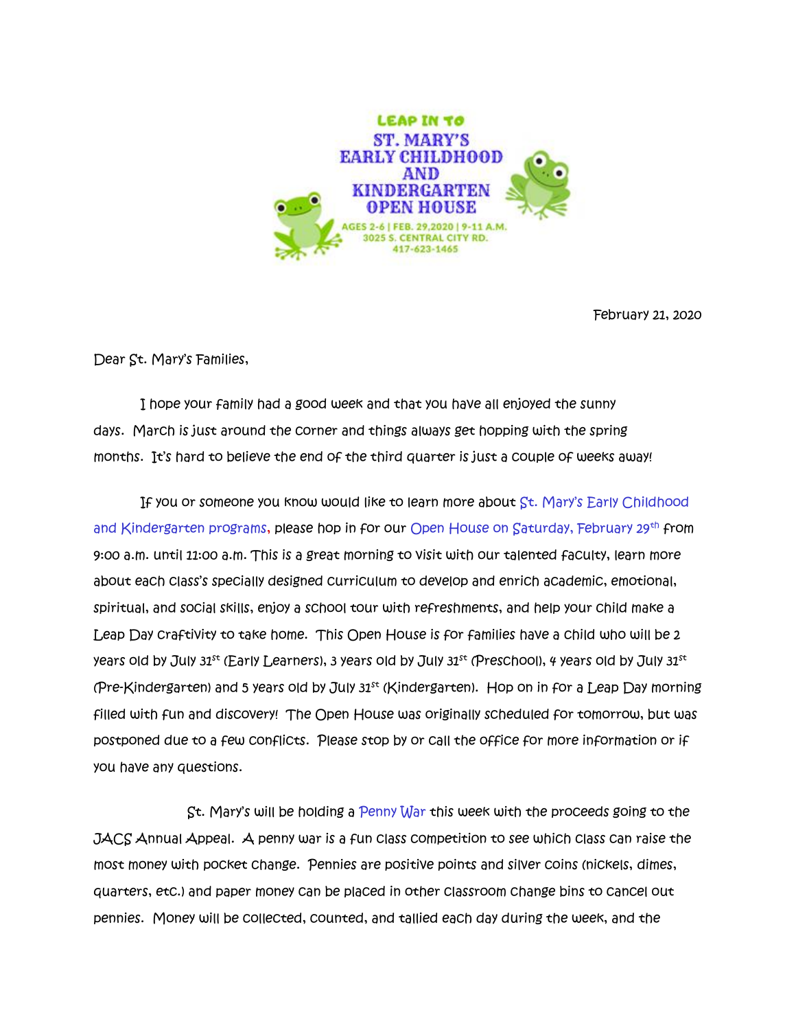**LEAP IN TO**

**ST. MARY'S EARLY CHILDHOOD AND KINDERGARTEN OPEN HOUSE**

AGES 2-6 | FEB. 29,2020 | 9-11 A.M.
3025 S. CENTRAL CITY RD.
417-623-1465

February 21, 2020

Dear St. Mary's Families,

I hope your family had a good week and that you have all enjoyed the sunny days. March is just around the corner and things always get hopping with the spring months. It's hard to believe the end of the third quarter is just a couple of weeks away!

If you or someone you know would like to learn more about St. Mary's Early Childhood and Kindergarten programs, please hop in for our Open House on Saturday, February 29th from 9:00 a.m. until 11:00 a.m. This is a great morning to visit with our talented faculty, learn more about each class's specially designed curriculum to develop and enrich academic, emotional, spiritual, and social skills, enjoy a school tour with refreshments, and help your child make a Leap Day craftivity to take home. This Open House is for families have a child who will be 2 years old by July 31st (Early Learners), 3 years old by July 31st (Preschool), 4 years old by July 31st (Pre-Kindergarten) and 5 years old by July 31st (Kindergarten). Hop on in for a Leap Day morning filled with fun and discovery! The Open House was originally scheduled for tomorrow, but was postponed due to a few conflicts. Please stop by or call the office for more information or if you have any questions.

St. Mary's will be holding a Penny War this week with the proceeds going to the JACS Annual Appeal. A penny war is a fun class competition to see which class can raise the most money with pocket change. Pennies are positive points and silver coins (nickels, dimes, quarters, etc.) and paper money can be placed in other classroom change bins to cancel out pennies. Money will be collected, counted, and tallied each day during the week, and the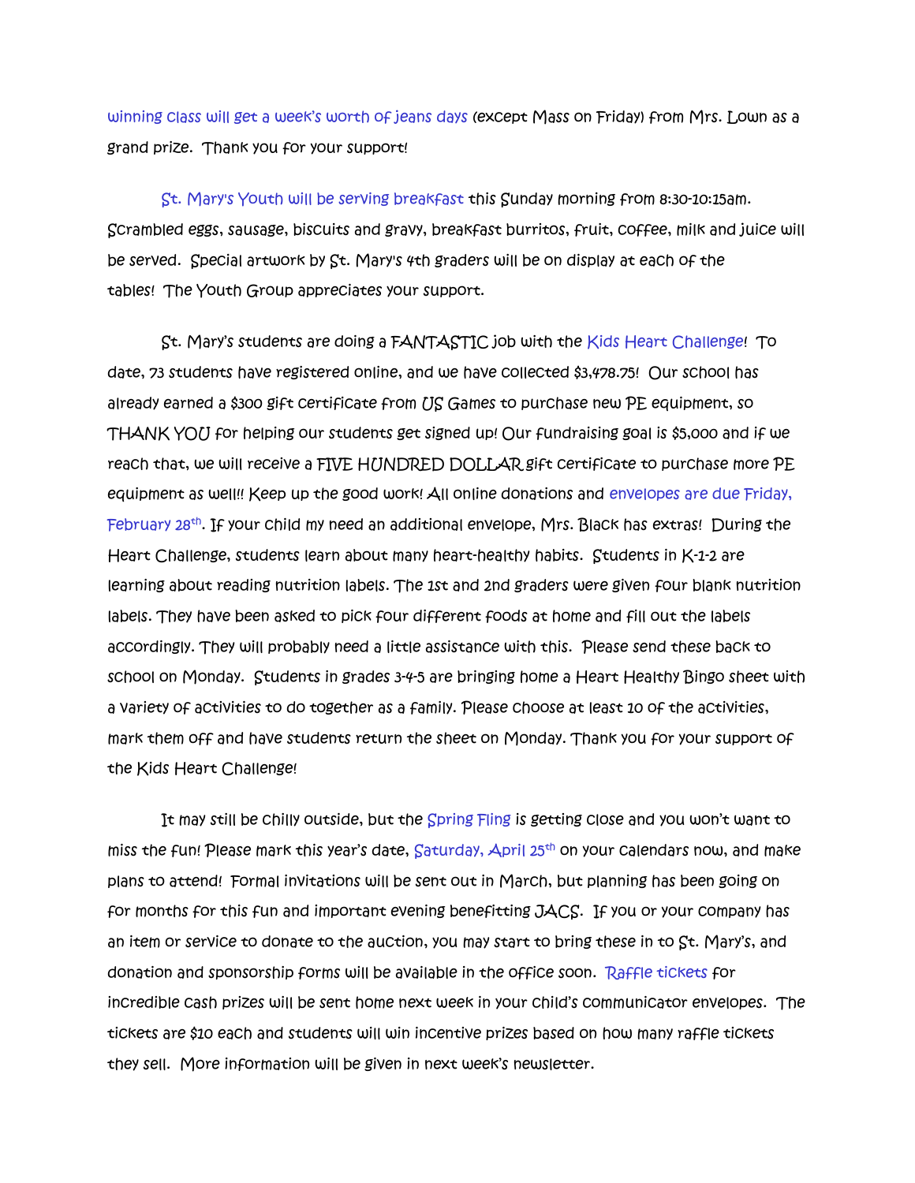winning class will get a week's worth of jeans days (except Mass on Friday) from Mrs. Lown as a grand prize. Thank you for your support!

St. Mary's Youth will be serving breakfast this Sunday morning from 8:30-10:15am. Scrambled eggs, sausage, biscuits and gravy, breakfast burritos, fruit, coffee, milk and juice will be served. Special artwork by St. Mary's 4th graders will be on display at each of the tables! The Youth Group appreciates your support.

St. Mary's students are doing a FANTASTIC job with the Kids Heart Challenge! To date, 73 students have registered online, and we have collected $3,478.75! Our school has already earned a $300 gift certificate from US Games to purchase new PE equipment, so THANK YOU for helping our students get signed up! Our fundraising goal is $5,000 and if we reach that, we will receive a FIVE HUNDRED DOLLAR gift certificate to purchase more PE equipment as well!! Keep up the good work! All online donations and envelopes are due Friday, February 28th. If your child my need an additional envelope, Mrs. Black has extras! During the Heart Challenge, students learn about many heart-healthy habits. Students in K-1-2 are learning about reading nutrition labels. The 1st and 2nd graders were given four blank nutrition labels. They have been asked to pick four different foods at home and fill out the labels accordingly. They will probably need a little assistance with this. Please send these back to school on Monday. Students in grades 3-4-5 are bringing home a Heart Healthy Bingo sheet with a variety of activities to do together as a family. Please choose at least 10 of the activities, mark them off and have students return the sheet on Monday. Thank you for your support of the Kids Heart Challenge!

It may still be chilly outside, but the Spring Fling is getting close and you won't want to miss the fun! Please mark this year's date, Saturday, April 25th on your calendars now, and make plans to attend! Formal invitations will be sent out in March, but planning has been going on for months for this fun and important evening benefitting JACS. If you or your company has an item or service to donate to the auction, you may start to bring these in to St. Mary's, and donation and sponsorship forms will be available in the office soon. Raffle tickets for incredible cash prizes will be sent home next week in your child's communicator envelopes. The tickets are $10 each and students will win incentive prizes based on how many raffle tickets they sell. More information will be given in next week's newsletter.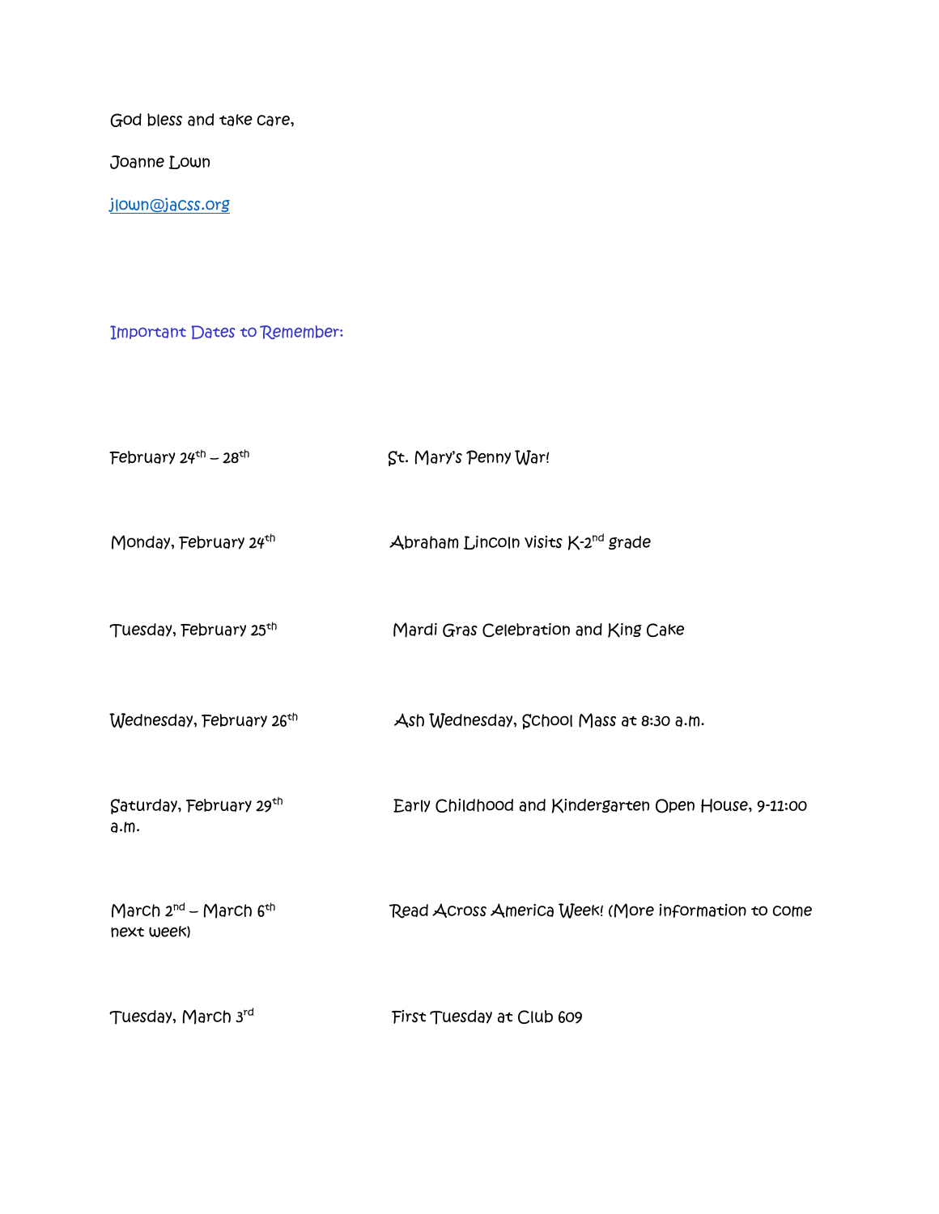God bless and take care,

Joanne Lown

jlown@jacss.org

Important Dates to Remember:

| | |
|---|---|
| February 24th – 28th | St. Mary's Penny War! |
| Monday, February 24th | Abraham Lincoln visits K-2nd grade |
| Tuesday, February 25th | Mardi Gras Celebration and King Cake |
| Wednesday, February 26th | Ash Wednesday, School Mass at 8:30 a.m. |
| Saturday, February 29th | Early Childhood and Kindergarten Open House, 9-11:00 a.m. |
| March 2nd – March 6th | Read Across America Week! (More information to come next week) |
| Tuesday, March 3rd | First Tuesday at Club 609 |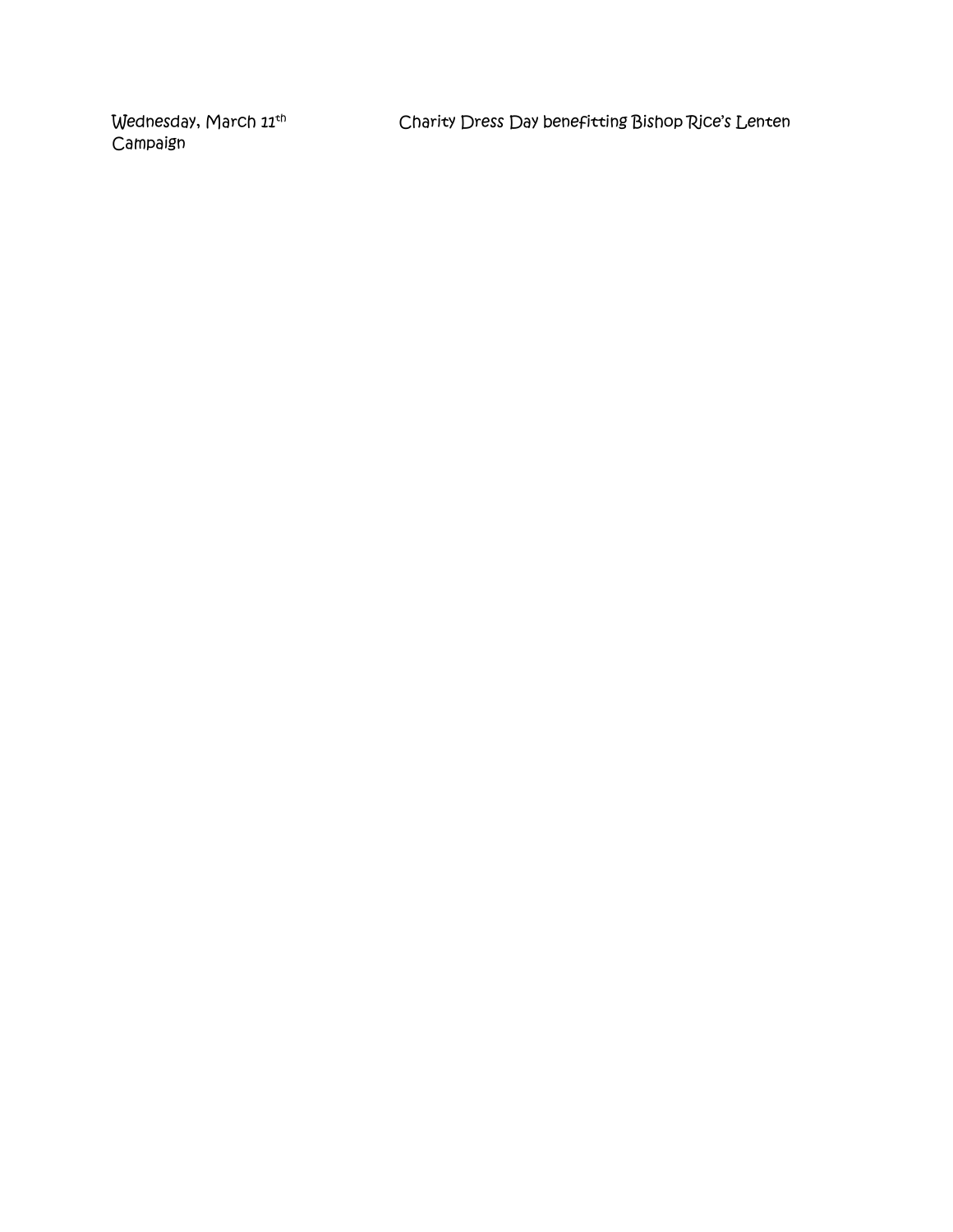Wednesday, March 11th Charity Dress Day benefitting Bishop Rice's Lenten Campaign